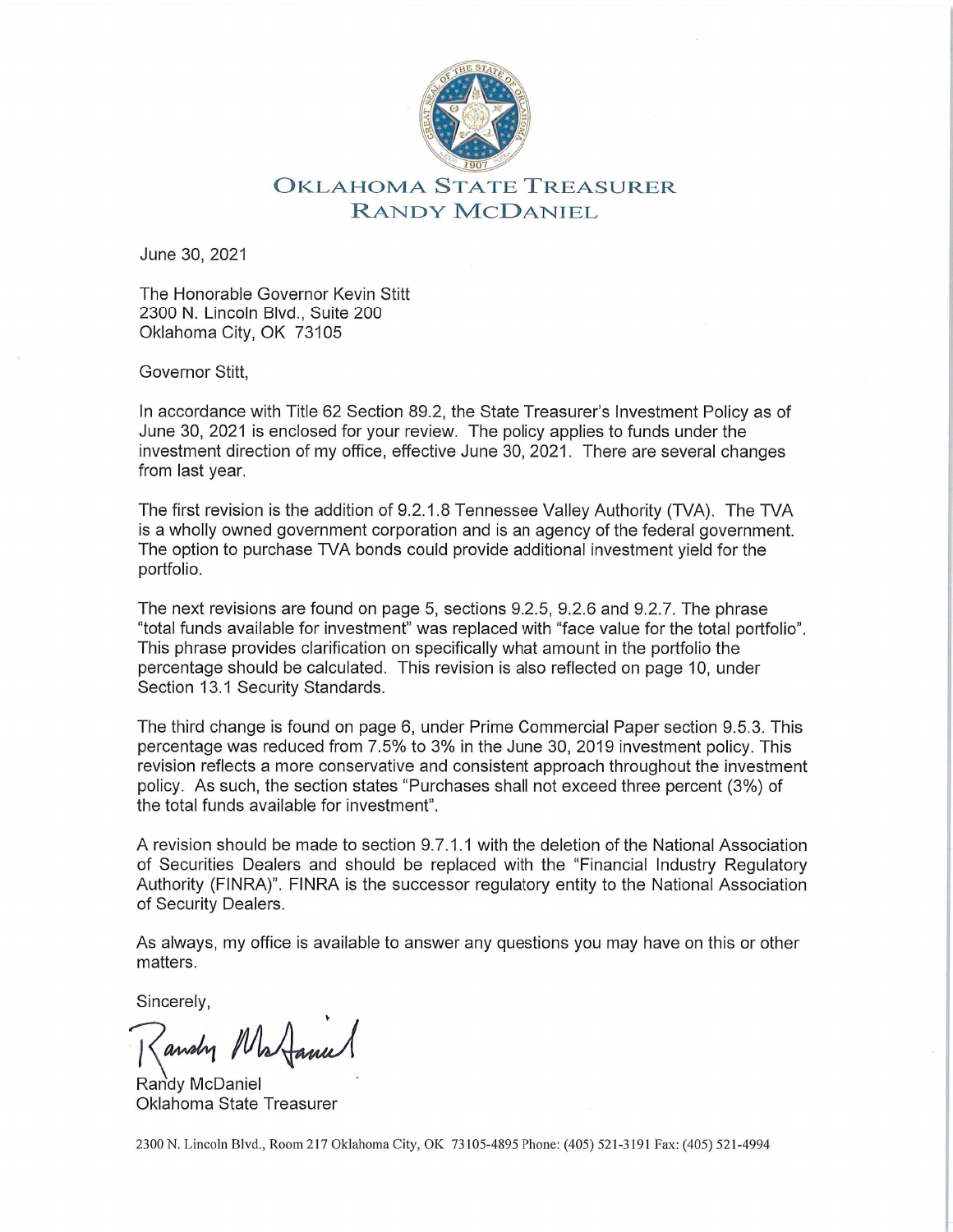# OKLAHOMA STATE TREASURER
## RANDY MCDANIEL

June 30, 2021

The Honorable Governor Kevin Stitt
2300 N. Lincoln Blvd., Suite 200
Oklahoma City, OK 73105

Governor Stitt,

In accordance with Title 62 Section 89.2, the State Treasurer's Investment Policy as of June 30, 2021 is enclosed for your review. The policy applies to funds under the investment direction of my office, effective June 30, 2021. There are several changes from last year.

The first revision is the addition of 9.2.1.8 Tennessee Valley Authority (TVA). The TVA is a wholly owned government corporation and is an agency of the federal government. The option to purchase TVA bonds could provide additional investment yield for the portfolio.

The next revisions are found on page 5, sections 9.2.5, 9.2.6 and 9.2.7. The phrase "total funds available for investment" was replaced with "face value for the total portfolio". This phrase provides clarification on specifically what amount in the portfolio the percentage should be calculated. This revision is also reflected on page 10, under Section 13.1 Security Standards.

The third change is found on page 6, under Prime Commercial Paper section 9.5.3. This percentage was reduced from 7.5% to 3% in the June 30, 2019 investment policy. This revision reflects a more conservative and consistent approach throughout the investment policy. As such, the section states "Purchases shall not exceed three percent (3%) of the total funds available for investment".

A revision should be made to section 9.7.1.1 with the deletion of the National Association of Securities Dealers and should be replaced with the "Financial Industry Regulatory Authority (FINRA)". FINRA is the successor regulatory entity to the National Association of Security Dealers.

As always, my office is available to answer any questions you may have on this or other matters.

Sincerely,

Randy McDaniel
Oklahoma State Treasurer

2300 N. Lincoln Blvd., Room 217 Oklahoma City, OK 73105-4895 Phone: (405) 521-3191 Fax: (405) 521-4994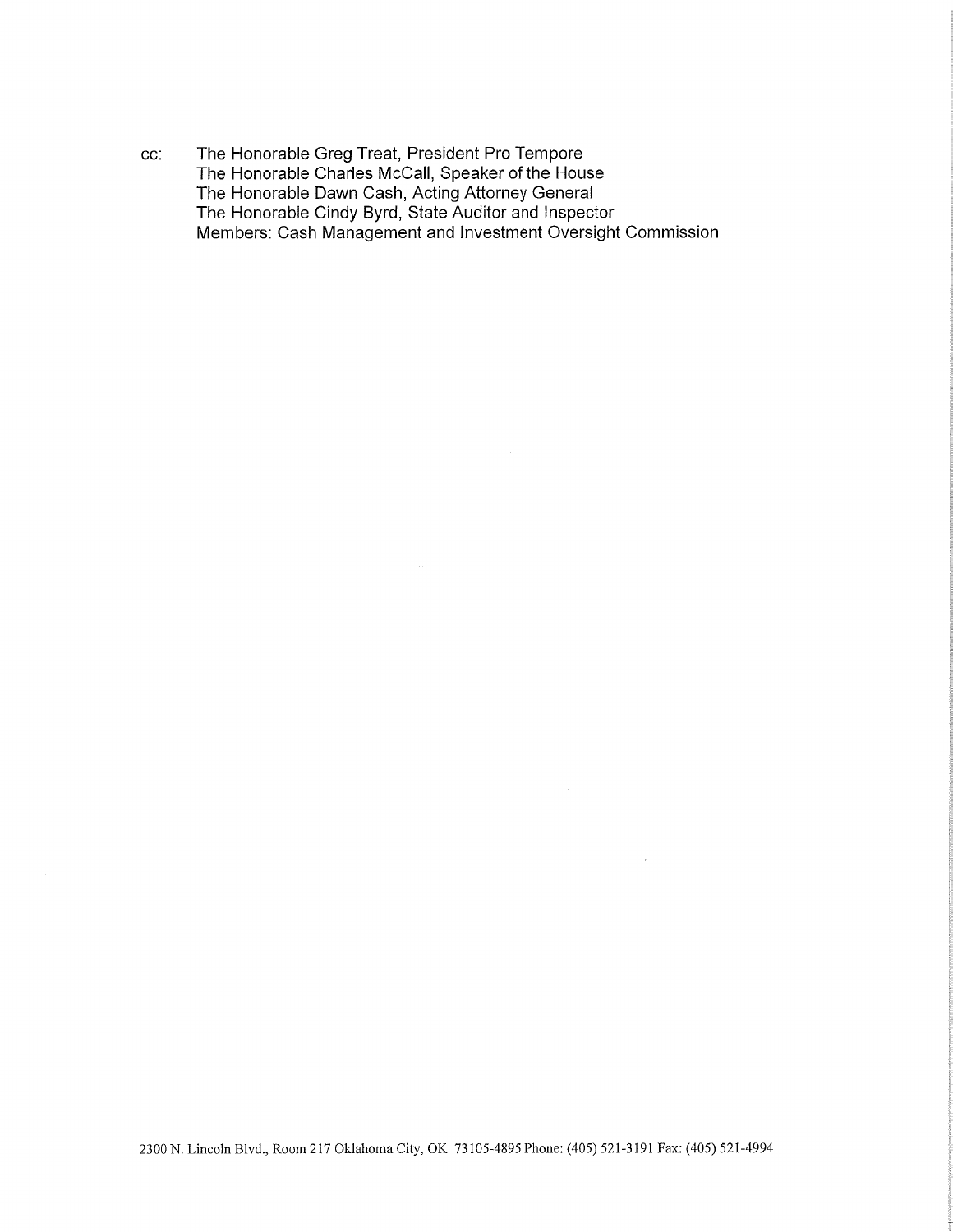cc: The Honorable Greg Treat, President Pro Tempore
The Honorable Charles McCall, Speaker of the House
The Honorable Dawn Cash, Acting Attorney General
The Honorable Cindy Byrd, State Auditor and Inspector
Members: Cash Management and Investment Oversight Commission

2300 N. Lincoln Blvd., Room 217 Oklahoma City, OK 73105-4895 Phone: (405) 521-3191 Fax: (405) 521-4994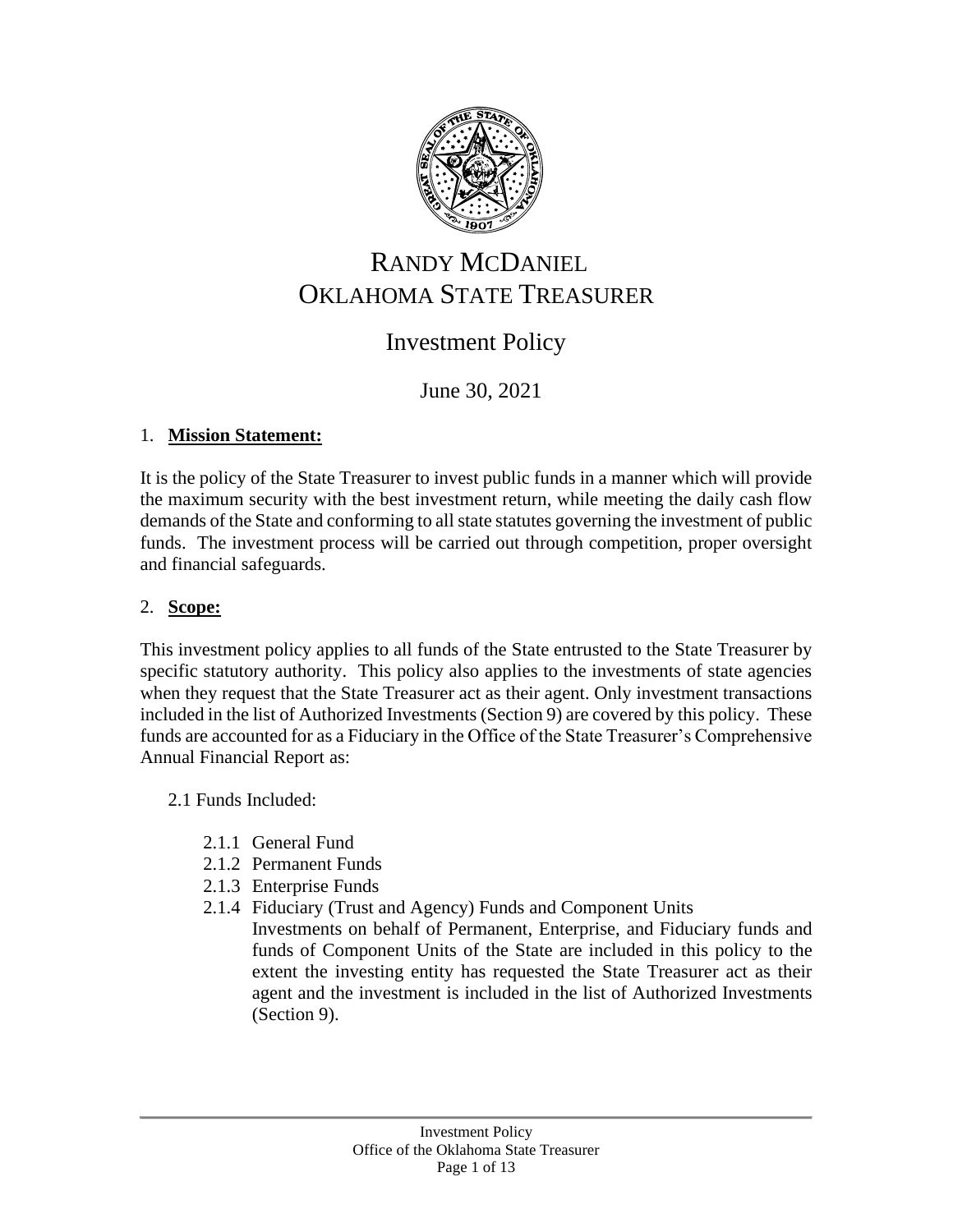# RANDY MCDANIEL
# OKLAHOMA STATE TREASURER

## Investment Policy

June 30, 2021

1. **Mission Statement:**

It is the policy of the State Treasurer to invest public funds in a manner which will provide the maximum security with the best investment return, while meeting the daily cash flow demands of the State and conforming to all state statutes governing the investment of public funds. The investment process will be carried out through competition, proper oversight and financial safeguards.

2. **Scope:**

This investment policy applies to all funds of the State entrusted to the State Treasurer by specific statutory authority. This policy also applies to the investments of state agencies when they request that the State Treasurer act as their agent. Only investment transactions included in the list of Authorized Investments (Section 9) are covered by this policy. These funds are accounted for as a Fiduciary in the Office of the State Treasurer's Comprehensive Annual Financial Report as:

2.1 Funds Included:

- 2.1.1 General Fund
- 2.1.2 Permanent Funds
- 2.1.3 Enterprise Funds
- 2.1.4 Fiduciary (Trust and Agency) Funds and Component Units

  Investments on behalf of Permanent, Enterprise, and Fiduciary funds and funds of Component Units of the State are included in this policy to the extent the investing entity has requested the State Treasurer act as their agent and the investment is included in the list of Authorized Investments (Section 9).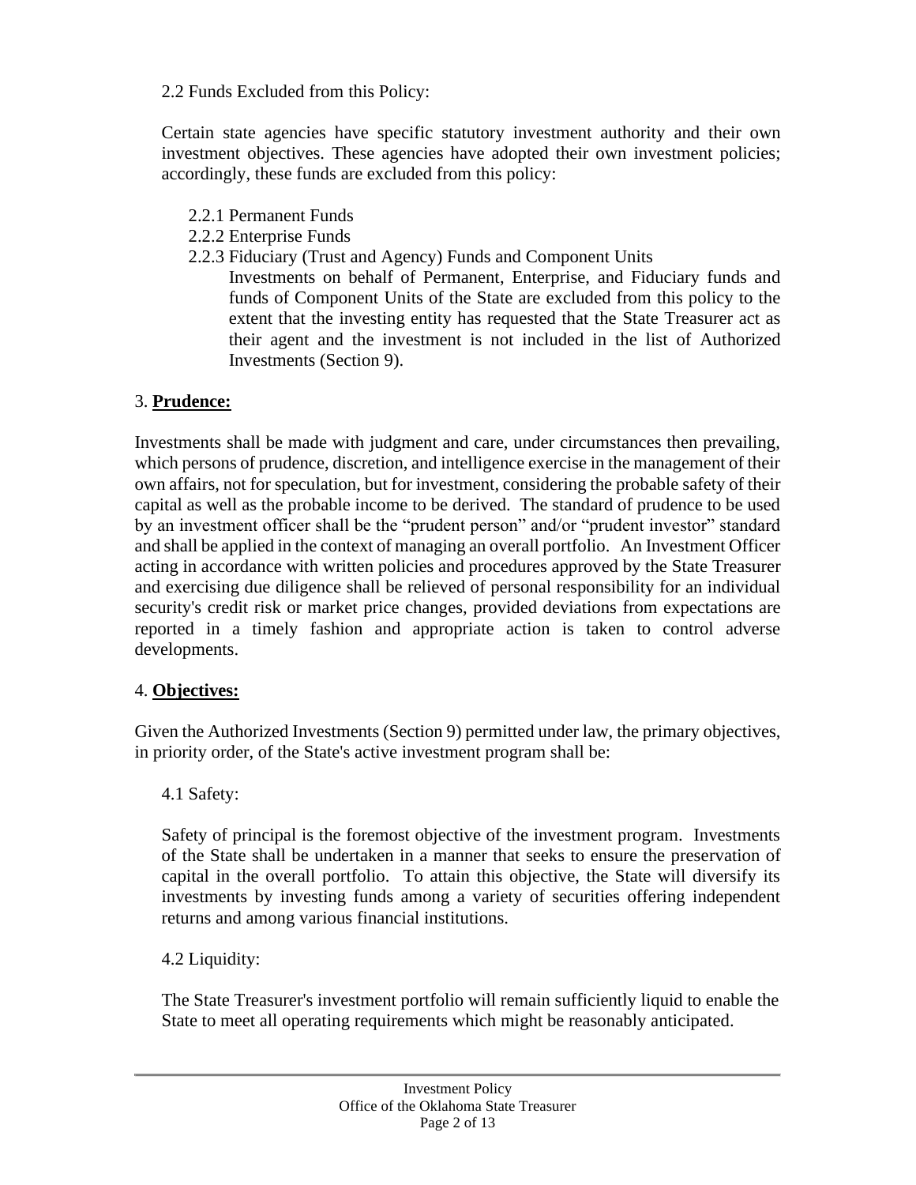2.2 Funds Excluded from this Policy:

Certain state agencies have specific statutory investment authority and their own investment objectives. These agencies have adopted their own investment policies; accordingly, these funds are excluded from this policy:

2.2.1 Permanent Funds
2.2.2 Enterprise Funds
2.2.3 Fiduciary (Trust and Agency) Funds and Component Units

Investments on behalf of Permanent, Enterprise, and Fiduciary funds and funds of Component Units of the State are excluded from this policy to the extent that the investing entity has requested that the State Treasurer act as their agent and the investment is not included in the list of Authorized Investments (Section 9).

## 3. **Prudence:**

Investments shall be made with judgment and care, under circumstances then prevailing, which persons of prudence, discretion, and intelligence exercise in the management of their own affairs, not for speculation, but for investment, considering the probable safety of their capital as well as the probable income to be derived. The standard of prudence to be used by an investment officer shall be the "prudent person" and/or "prudent investor" standard and shall be applied in the context of managing an overall portfolio. An Investment Officer acting in accordance with written policies and procedures approved by the State Treasurer and exercising due diligence shall be relieved of personal responsibility for an individual security's credit risk or market price changes, provided deviations from expectations are reported in a timely fashion and appropriate action is taken to control adverse developments.

## 4. **Objectives:**

Given the Authorized Investments (Section 9) permitted under law, the primary objectives, in priority order, of the State's active investment program shall be:

4.1 Safety:

Safety of principal is the foremost objective of the investment program. Investments of the State shall be undertaken in a manner that seeks to ensure the preservation of capital in the overall portfolio. To attain this objective, the State will diversify its investments by investing funds among a variety of securities offering independent returns and among various financial institutions.

4.2 Liquidity:

The State Treasurer's investment portfolio will remain sufficiently liquid to enable the State to meet all operating requirements which might be reasonably anticipated.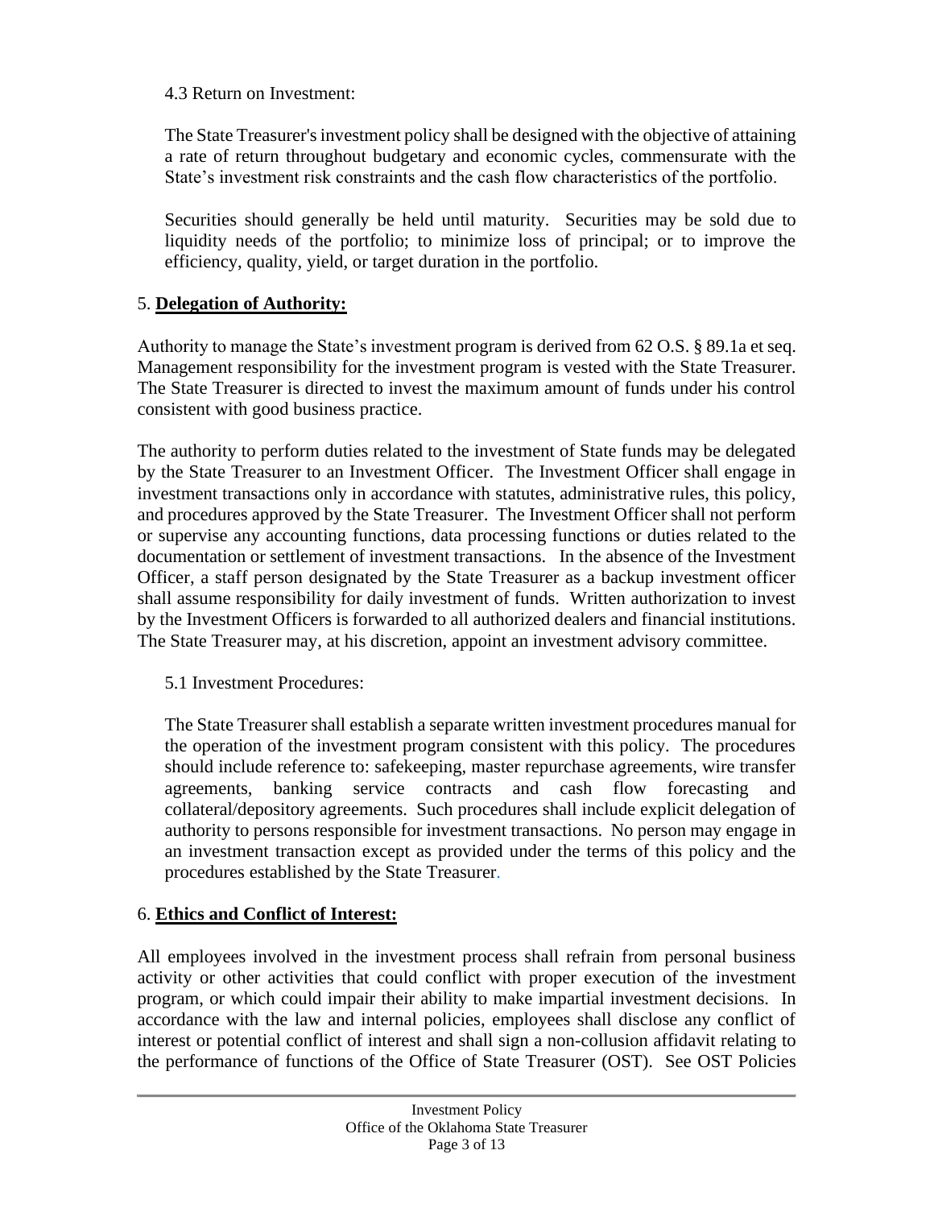4.3 Return on Investment:

The State Treasurer's investment policy shall be designed with the objective of attaining a rate of return throughout budgetary and economic cycles, commensurate with the State's investment risk constraints and the cash flow characteristics of the portfolio.

Securities should generally be held until maturity. Securities may be sold due to liquidity needs of the portfolio; to minimize loss of principal; or to improve the efficiency, quality, yield, or target duration in the portfolio.

## 5. **Delegation of Authority:**

Authority to manage the State's investment program is derived from 62 O.S. § 89.1a et seq. Management responsibility for the investment program is vested with the State Treasurer. The State Treasurer is directed to invest the maximum amount of funds under his control consistent with good business practice.

The authority to perform duties related to the investment of State funds may be delegated by the State Treasurer to an Investment Officer. The Investment Officer shall engage in investment transactions only in accordance with statutes, administrative rules, this policy, and procedures approved by the State Treasurer. The Investment Officer shall not perform or supervise any accounting functions, data processing functions or duties related to the documentation or settlement of investment transactions. In the absence of the Investment Officer, a staff person designated by the State Treasurer as a backup investment officer shall assume responsibility for daily investment of funds. Written authorization to invest by the Investment Officers is forwarded to all authorized dealers and financial institutions. The State Treasurer may, at his discretion, appoint an investment advisory committee.

5.1 Investment Procedures:

The State Treasurer shall establish a separate written investment procedures manual for the operation of the investment program consistent with this policy. The procedures should include reference to: safekeeping, master repurchase agreements, wire transfer agreements, banking service contracts and cash flow forecasting and collateral/depository agreements. Such procedures shall include explicit delegation of authority to persons responsible for investment transactions. No person may engage in an investment transaction except as provided under the terms of this policy and the procedures established by the State Treasurer.

## 6. **Ethics and Conflict of Interest:**

All employees involved in the investment process shall refrain from personal business activity or other activities that could conflict with proper execution of the investment program, or which could impair their ability to make impartial investment decisions. In accordance with the law and internal policies, employees shall disclose any conflict of interest or potential conflict of interest and shall sign a non-collusion affidavit relating to the performance of functions of the Office of State Treasurer (OST). See OST Policies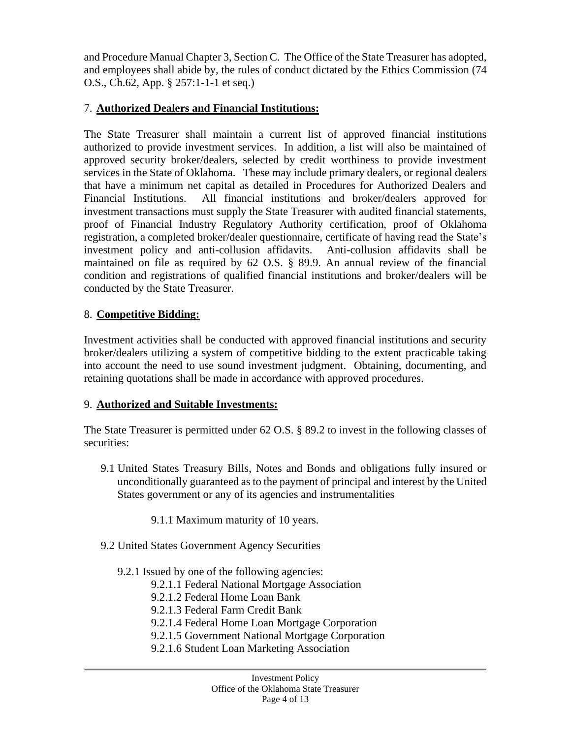and Procedure Manual Chapter 3, Section C. The Office of the State Treasurer has adopted, and employees shall abide by, the rules of conduct dictated by the Ethics Commission (74 O.S., Ch.62, App. § 257:1-1-1 et seq.)

## 7. **Authorized Dealers and Financial Institutions:**

The State Treasurer shall maintain a current list of approved financial institutions authorized to provide investment services. In addition, a list will also be maintained of approved security broker/dealers, selected by credit worthiness to provide investment services in the State of Oklahoma. These may include primary dealers, or regional dealers that have a minimum net capital as detailed in Procedures for Authorized Dealers and Financial Institutions. All financial institutions and broker/dealers approved for investment transactions must supply the State Treasurer with audited financial statements, proof of Financial Industry Regulatory Authority certification, proof of Oklahoma registration, a completed broker/dealer questionnaire, certificate of having read the State's investment policy and anti-collusion affidavits. Anti-collusion affidavits shall be maintained on file as required by 62 O.S. § 89.9. An annual review of the financial condition and registrations of qualified financial institutions and broker/dealers will be conducted by the State Treasurer.

## 8. **Competitive Bidding:**

Investment activities shall be conducted with approved financial institutions and security broker/dealers utilizing a system of competitive bidding to the extent practicable taking into account the need to use sound investment judgment. Obtaining, documenting, and retaining quotations shall be made in accordance with approved procedures.

## 9. **Authorized and Suitable Investments:**

The State Treasurer is permitted under 62 O.S. § 89.2 to invest in the following classes of securities:

- 9.1 United States Treasury Bills, Notes and Bonds and obligations fully insured or unconditionally guaranteed as to the payment of principal and interest by the United States government or any of its agencies and instrumentalities
  - 9.1.1 Maximum maturity of 10 years.
- 9.2 United States Government Agency Securities
  - 9.2.1 Issued by one of the following agencies:
    - 9.2.1.1 Federal National Mortgage Association
    - 9.2.1.2 Federal Home Loan Bank
    - 9.2.1.3 Federal Farm Credit Bank
    - 9.2.1.4 Federal Home Loan Mortgage Corporation
    - 9.2.1.5 Government National Mortgage Corporation
    - 9.2.1.6 Student Loan Marketing Association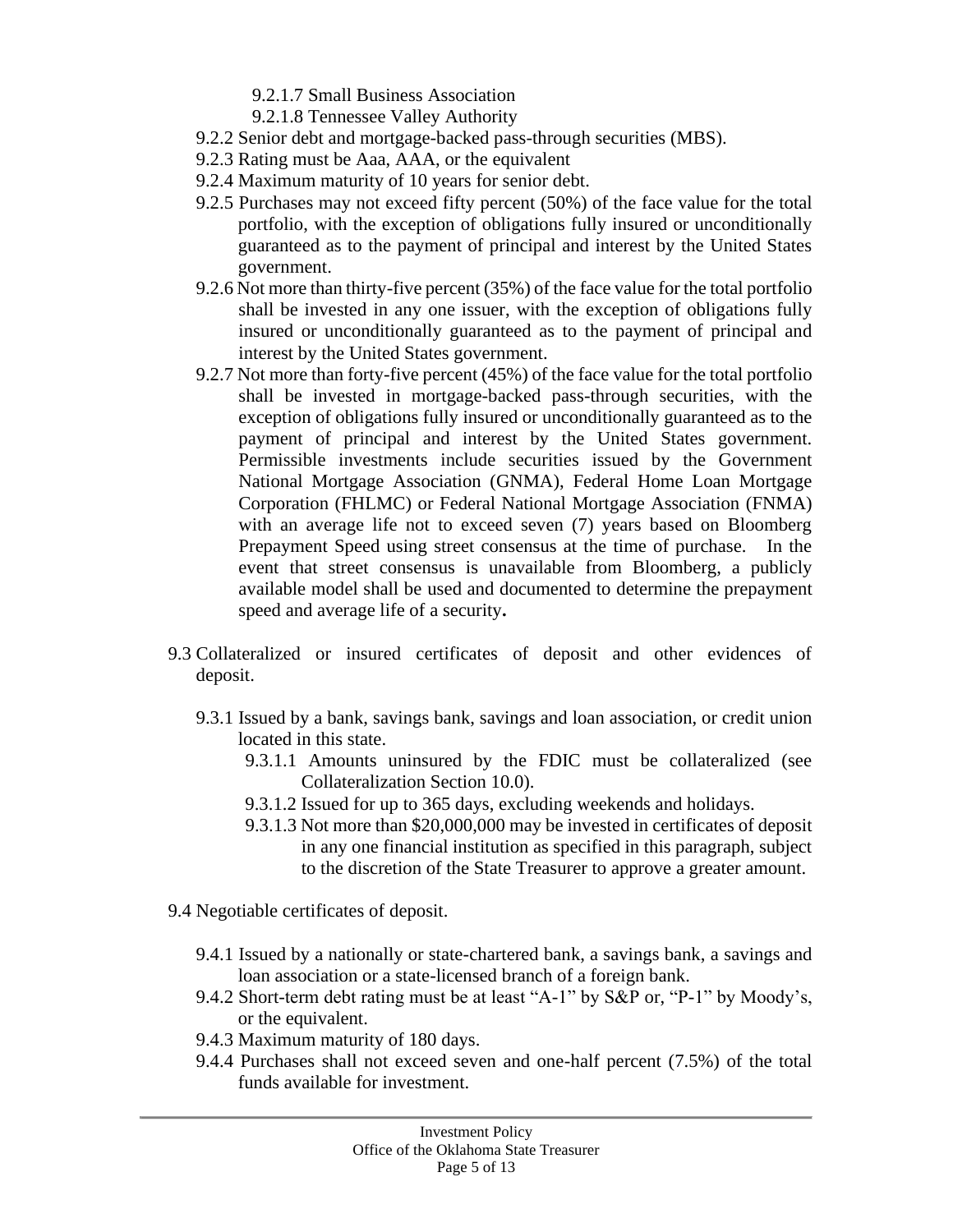9.2.1.7 Small Business Association

9.2.1.8 Tennessee Valley Authority

9.2.2 Senior debt and mortgage-backed pass-through securities (MBS).

9.2.3 Rating must be Aaa, AAA, or the equivalent

9.2.4 Maximum maturity of 10 years for senior debt.

9.2.5 Purchases may not exceed fifty percent (50%) of the face value for the total portfolio, with the exception of obligations fully insured or unconditionally guaranteed as to the payment of principal and interest by the United States government.

9.2.6 Not more than thirty-five percent (35%) of the face value for the total portfolio shall be invested in any one issuer, with the exception of obligations fully insured or unconditionally guaranteed as to the payment of principal and interest by the United States government.

9.2.7 Not more than forty-five percent (45%) of the face value for the total portfolio shall be invested in mortgage-backed pass-through securities, with the exception of obligations fully insured or unconditionally guaranteed as to the payment of principal and interest by the United States government. Permissible investments include securities issued by the Government National Mortgage Association (GNMA), Federal Home Loan Mortgage Corporation (FHLMC) or Federal National Mortgage Association (FNMA) with an average life not to exceed seven (7) years based on Bloomberg Prepayment Speed using street consensus at the time of purchase. In the event that street consensus is unavailable from Bloomberg, a publicly available model shall be used and documented to determine the prepayment speed and average life of a security.

9.3 Collateralized or insured certificates of deposit and other evidences of deposit.

9.3.1 Issued by a bank, savings bank, savings and loan association, or credit union located in this state.

9.3.1.1 Amounts uninsured by the FDIC must be collateralized (see Collateralization Section 10.0).

9.3.1.2 Issued for up to 365 days, excluding weekends and holidays.

9.3.1.3 Not more than $20,000,000 may be invested in certificates of deposit in any one financial institution as specified in this paragraph, subject to the discretion of the State Treasurer to approve a greater amount.

9.4 Negotiable certificates of deposit.

9.4.1 Issued by a nationally or state-chartered bank, a savings bank, a savings and loan association or a state-licensed branch of a foreign bank.

9.4.2 Short-term debt rating must be at least "A-1" by S&P or, "P-1" by Moody's, or the equivalent.

9.4.3 Maximum maturity of 180 days.

9.4.4 Purchases shall not exceed seven and one-half percent (7.5%) of the total funds available for investment.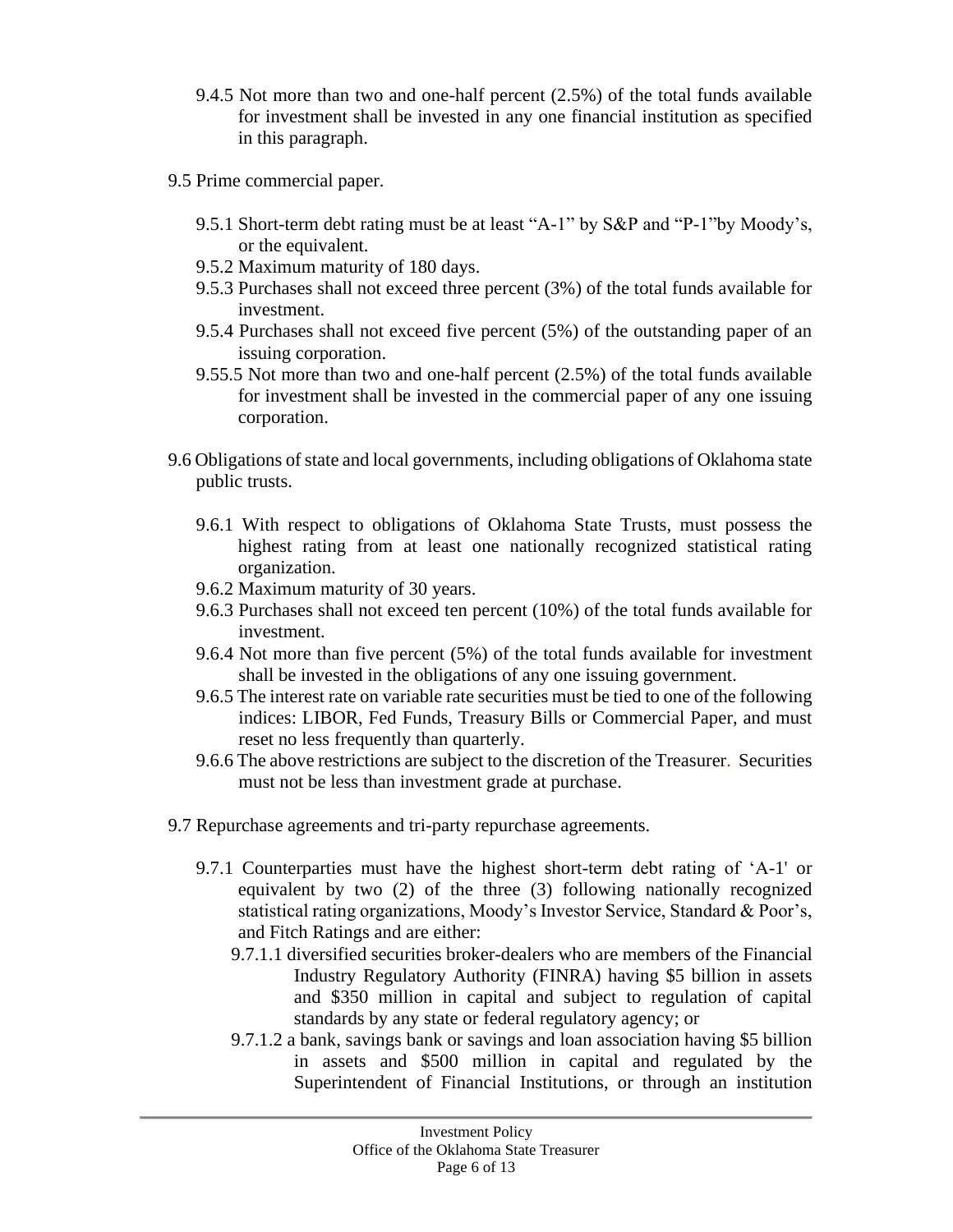9.4.5 Not more than two and one-half percent (2.5%) of the total funds available for investment shall be invested in any one financial institution as specified in this paragraph.

9.5 Prime commercial paper.

9.5.1 Short-term debt rating must be at least "A-1" by S&P and "P-1"by Moody's, or the equivalent.

9.5.2 Maximum maturity of 180 days.

9.5.3 Purchases shall not exceed three percent (3%) of the total funds available for investment.

9.5.4 Purchases shall not exceed five percent (5%) of the outstanding paper of an issuing corporation.

9.55.5 Not more than two and one-half percent (2.5%) of the total funds available for investment shall be invested in the commercial paper of any one issuing corporation.

9.6 Obligations of state and local governments, including obligations of Oklahoma state public trusts.

9.6.1 With respect to obligations of Oklahoma State Trusts, must possess the highest rating from at least one nationally recognized statistical rating organization.

9.6.2 Maximum maturity of 30 years.

9.6.3 Purchases shall not exceed ten percent (10%) of the total funds available for investment.

9.6.4 Not more than five percent (5%) of the total funds available for investment shall be invested in the obligations of any one issuing government.

9.6.5 The interest rate on variable rate securities must be tied to one of the following indices: LIBOR, Fed Funds, Treasury Bills or Commercial Paper, and must reset no less frequently than quarterly.

9.6.6 The above restrictions are subject to the discretion of the Treasurer. Securities must not be less than investment grade at purchase.

9.7 Repurchase agreements and tri-party repurchase agreements.

9.7.1 Counterparties must have the highest short-term debt rating of 'A-1' or equivalent by two (2) of the three (3) following nationally recognized statistical rating organizations, Moody's Investor Service, Standard & Poor's, and Fitch Ratings and are either:

9.7.1.1 diversified securities broker-dealers who are members of the Financial Industry Regulatory Authority (FINRA) having $5 billion in assets and $350 million in capital and subject to regulation of capital standards by any state or federal regulatory agency; or

9.7.1.2 a bank, savings bank or savings and loan association having $5 billion in assets and $500 million in capital and regulated by the Superintendent of Financial Institutions, or through an institution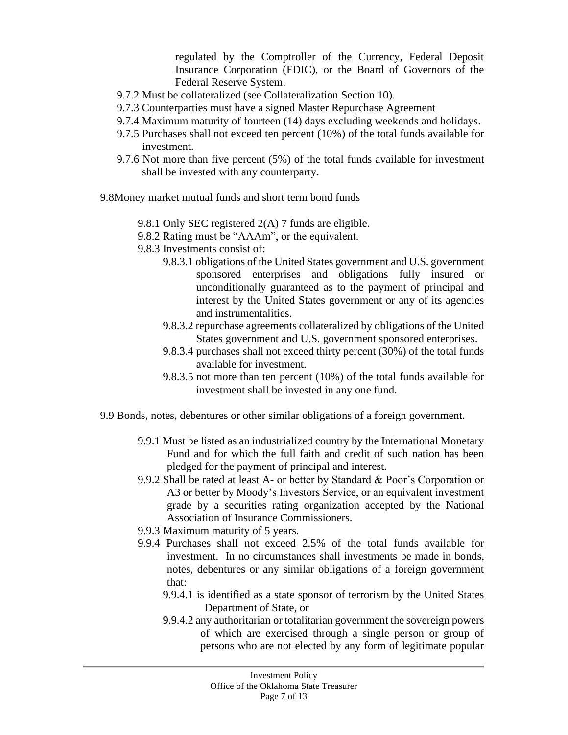regulated by the Comptroller of the Currency, Federal Deposit Insurance Corporation (FDIC), or the Board of Governors of the Federal Reserve System.

9.7.2 Must be collateralized (see Collateralization Section 10).

9.7.3 Counterparties must have a signed Master Repurchase Agreement

9.7.4 Maximum maturity of fourteen (14) days excluding weekends and holidays.

9.7.5 Purchases shall not exceed ten percent (10%) of the total funds available for investment.

9.7.6 Not more than five percent (5%) of the total funds available for investment shall be invested with any counterparty.

9.8Money market mutual funds and short term bond funds

- 9.8.1 Only SEC registered 2(A) 7 funds are eligible.
- 9.8.2 Rating must be "AAAm", or the equivalent.
- 9.8.3 Investments consist of:
  - 9.8.3.1 obligations of the United States government and U.S. government sponsored enterprises and obligations fully insured or unconditionally guaranteed as to the payment of principal and interest by the United States government or any of its agencies and instrumentalities.
  - 9.8.3.2 repurchase agreements collateralized by obligations of the United States government and U.S. government sponsored enterprises.
  - 9.8.3.4 purchases shall not exceed thirty percent (30%) of the total funds available for investment.
  - 9.8.3.5 not more than ten percent (10%) of the total funds available for investment shall be invested in any one fund.

9.9 Bonds, notes, debentures or other similar obligations of a foreign government.

- 9.9.1 Must be listed as an industrialized country by the International Monetary Fund and for which the full faith and credit of such nation has been pledged for the payment of principal and interest.
- 9.9.2 Shall be rated at least A- or better by Standard & Poor's Corporation or A3 or better by Moody's Investors Service, or an equivalent investment grade by a securities rating organization accepted by the National Association of Insurance Commissioners.
- 9.9.3 Maximum maturity of 5 years.
- 9.9.4 Purchases shall not exceed 2.5% of the total funds available for investment. In no circumstances shall investments be made in bonds, notes, debentures or any similar obligations of a foreign government that:
  - 9.9.4.1 is identified as a state sponsor of terrorism by the United States Department of State, or
  - 9.9.4.2 any authoritarian or totalitarian government the sovereign powers of which are exercised through a single person or group of persons who are not elected by any form of legitimate popular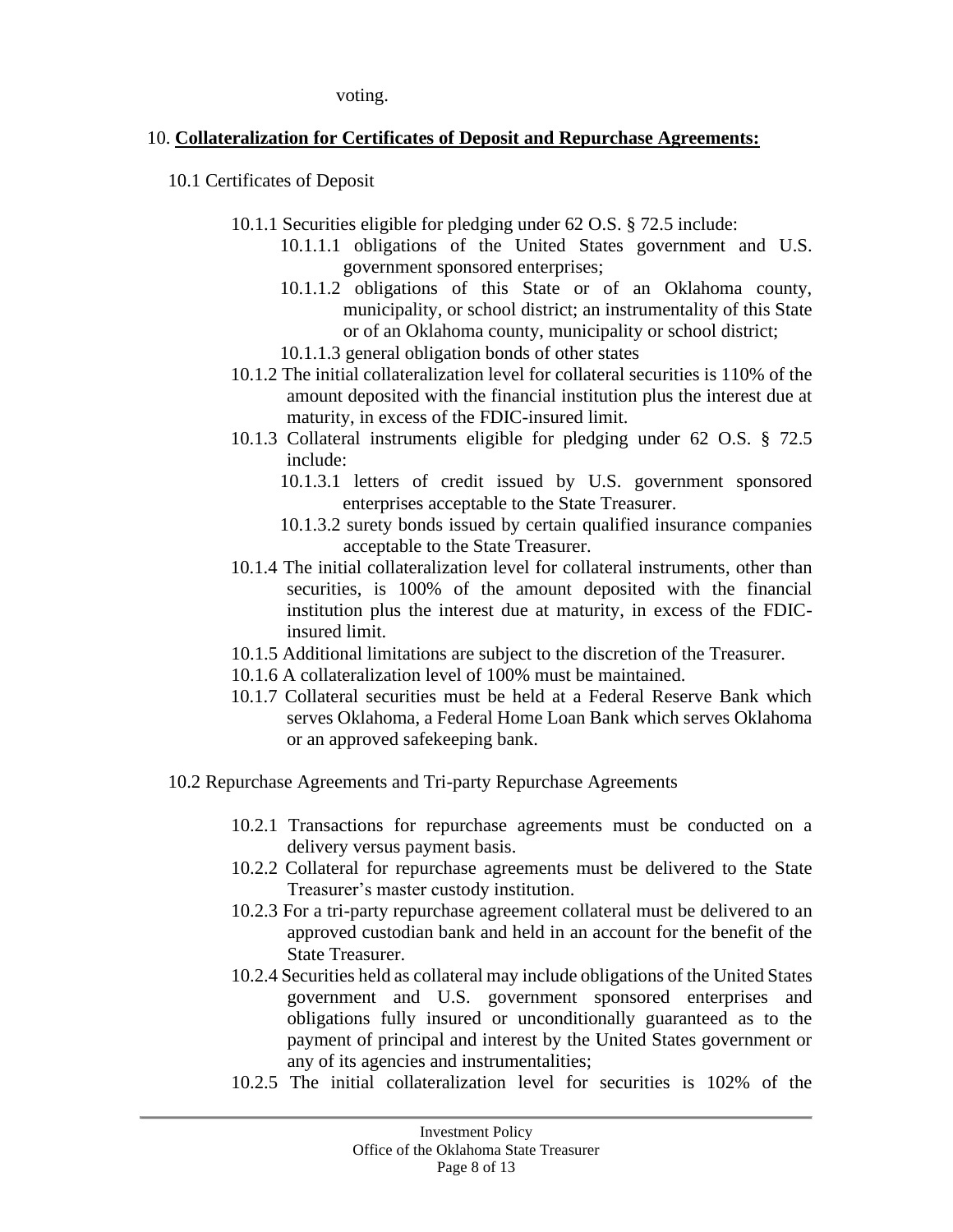voting.

10. **Collateralization for Certificates of Deposit and Repurchase Agreements:**

10.1 Certificates of Deposit

- 10.1.1 Securities eligible for pledging under 62 O.S. § 72.5 include:
    - 10.1.1.1 obligations of the United States government and U.S. government sponsored enterprises;
    - 10.1.1.2 obligations of this State or of an Oklahoma county, municipality, or school district; an instrumentality of this State or of an Oklahoma county, municipality or school district;
    - 10.1.1.3 general obligation bonds of other states
- 10.1.2 The initial collateralization level for collateral securities is 110% of the amount deposited with the financial institution plus the interest due at maturity, in excess of the FDIC-insured limit.
- 10.1.3 Collateral instruments eligible for pledging under 62 O.S. § 72.5 include:
    - 10.1.3.1 letters of credit issued by U.S. government sponsored enterprises acceptable to the State Treasurer.
    - 10.1.3.2 surety bonds issued by certain qualified insurance companies acceptable to the State Treasurer.
- 10.1.4 The initial collateralization level for collateral instruments, other than securities, is 100% of the amount deposited with the financial institution plus the interest due at maturity, in excess of the FDIC-insured limit.
- 10.1.5 Additional limitations are subject to the discretion of the Treasurer.
- 10.1.6 A collateralization level of 100% must be maintained.
- 10.1.7 Collateral securities must be held at a Federal Reserve Bank which serves Oklahoma, a Federal Home Loan Bank which serves Oklahoma or an approved safekeeping bank.

10.2 Repurchase Agreements and Tri-party Repurchase Agreements

- 10.2.1 Transactions for repurchase agreements must be conducted on a delivery versus payment basis.
- 10.2.2 Collateral for repurchase agreements must be delivered to the State Treasurer's master custody institution.
- 10.2.3 For a tri-party repurchase agreement collateral must be delivered to an approved custodian bank and held in an account for the benefit of the State Treasurer.
- 10.2.4 Securities held as collateral may include obligations of the United States government and U.S. government sponsored enterprises and obligations fully insured or unconditionally guaranteed as to the payment of principal and interest by the United States government or any of its agencies and instrumentalities;
- 10.2.5 The initial collateralization level for securities is 102% of the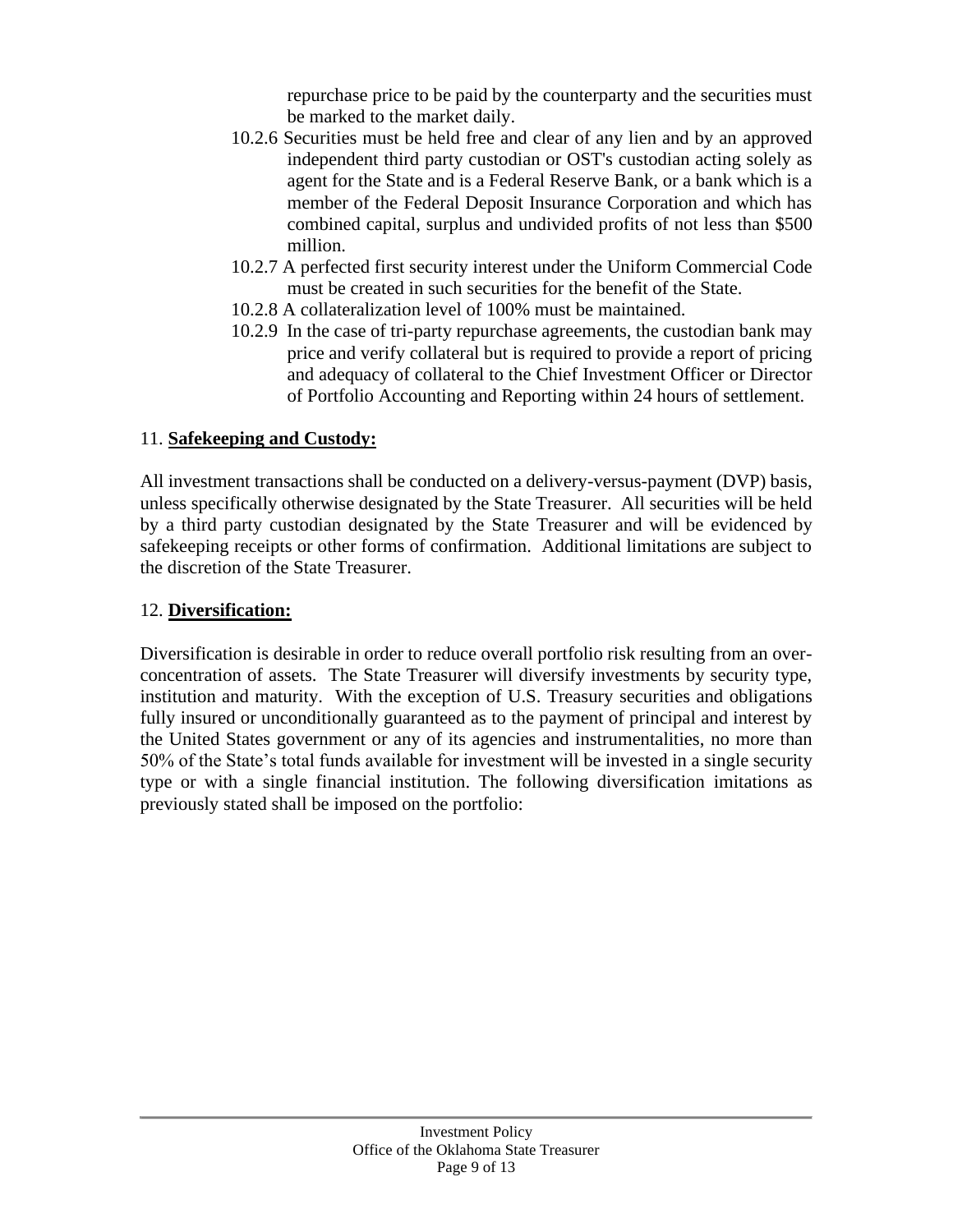repurchase price to be paid by the counterparty and the securities must be marked to the market daily.

10.2.6 Securities must be held free and clear of any lien and by an approved independent third party custodian or OST's custodian acting solely as agent for the State and is a Federal Reserve Bank, or a bank which is a member of the Federal Deposit Insurance Corporation and which has combined capital, surplus and undivided profits of not less than $500 million.

10.2.7 A perfected first security interest under the Uniform Commercial Code must be created in such securities for the benefit of the State.

10.2.8 A collateralization level of 100% must be maintained.

10.2.9 In the case of tri-party repurchase agreements, the custodian bank may price and verify collateral but is required to provide a report of pricing and adequacy of collateral to the Chief Investment Officer or Director of Portfolio Accounting and Reporting within 24 hours of settlement.

## 11. **Safekeeping and Custody:**

All investment transactions shall be conducted on a delivery-versus-payment (DVP) basis, unless specifically otherwise designated by the State Treasurer. All securities will be held by a third party custodian designated by the State Treasurer and will be evidenced by safekeeping receipts or other forms of confirmation. Additional limitations are subject to the discretion of the State Treasurer.

## 12. **Diversification:**

Diversification is desirable in order to reduce overall portfolio risk resulting from an over-concentration of assets. The State Treasurer will diversify investments by security type, institution and maturity. With the exception of U.S. Treasury securities and obligations fully insured or unconditionally guaranteed as to the payment of principal and interest by the United States government or any of its agencies and instrumentalities, no more than 50% of the State's total funds available for investment will be invested in a single security type or with a single financial institution. The following diversification imitations as previously stated shall be imposed on the portfolio: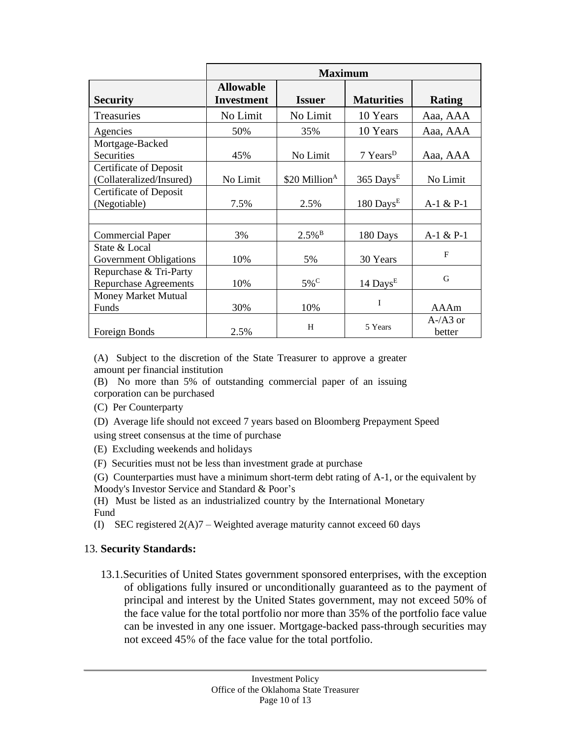| | Maximum | | | |
|---|---|---|---|---|
| **Security** | **Allowable Investment** | **Issuer** | **Maturities** | **Rating** |
| Treasuries | No Limit | No Limit | 10 Years | Aaa, AAA |
| Agencies | 50% | 35% | 10 Years | Aaa, AAA |
| Mortgage-Backed Securities | 45% | No Limit | 7 Years[D] | Aaa, AAA |
| Certificate of Deposit (Collateralized/Insured) | No Limit | $20 Million[A] | 365 Days[E] | No Limit |
| Certificate of Deposit (Negotiable) | 7.5% | 2.5% | 180 Days[E] | A-1 & P-1 |
| | | | | |
| Commercial Paper | 3% | 2.5%[B] | 180 Days | A-1 & P-1 |
| State & Local Government Obligations | 10% | 5% | 30 Years | F |
| Repurchase & Tri-Party Repurchase Agreements | 10% | 5%[C] | 14 Days[E] | G |
| Money Market Mutual Funds | 30% | 10% | I | AAAm |
| Foreign Bonds | 2.5% | H | 5 Years | A-/A3 or better |

(A) Subject to the discretion of the State Treasurer to approve a greater amount per financial institution

(B) No more than 5% of outstanding commercial paper of an issuing corporation can be purchased

(C) Per Counterparty

(D) Average life should not exceed 7 years based on Bloomberg Prepayment Speed using street consensus at the time of purchase

(E) Excluding weekends and holidays

(F) Securities must not be less than investment grade at purchase

(G) Counterparties must have a minimum short-term debt rating of A-1, or the equivalent by Moody's Investor Service and Standard & Poor's

(H) Must be listed as an industrialized country by the International Monetary Fund

(I) SEC registered 2(A)7 – Weighted average maturity cannot exceed 60 days

13. **Security Standards:**

13.1. Securities of United States government sponsored enterprises, with the exception of obligations fully insured or unconditionally guaranteed as to the payment of principal and interest by the United States government, may not exceed 50% of the face value for the total portfolio nor more than 35% of the portfolio face value can be invested in any one issuer. Mortgage-backed pass-through securities may not exceed 45% of the face value for the total portfolio.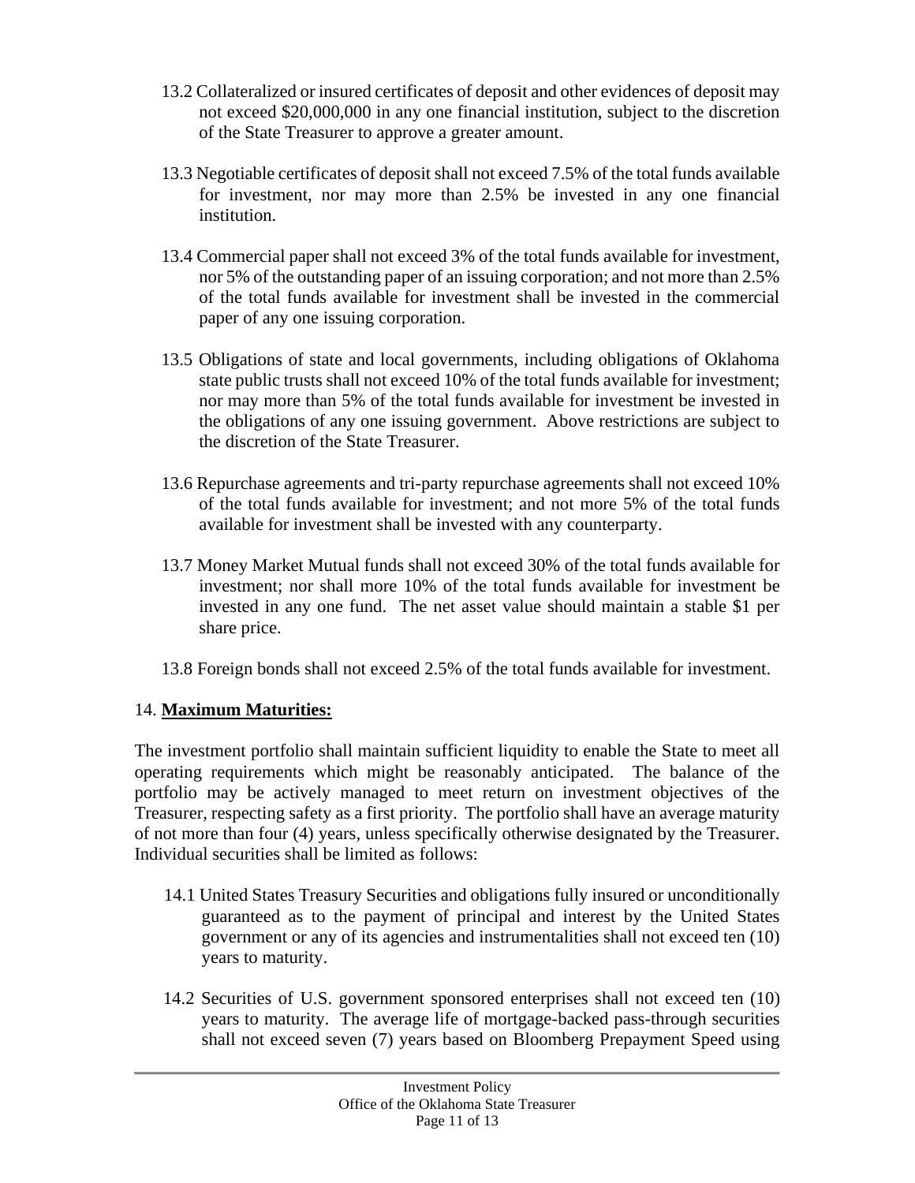13.2 Collateralized or insured certificates of deposit and other evidences of deposit may not exceed $20,000,000 in any one financial institution, subject to the discretion of the State Treasurer to approve a greater amount.

13.3 Negotiable certificates of deposit shall not exceed 7.5% of the total funds available for investment, nor may more than 2.5% be invested in any one financial institution.

13.4 Commercial paper shall not exceed 3% of the total funds available for investment, nor 5% of the outstanding paper of an issuing corporation; and not more than 2.5% of the total funds available for investment shall be invested in the commercial paper of any one issuing corporation.

13.5 Obligations of state and local governments, including obligations of Oklahoma state public trusts shall not exceed 10% of the total funds available for investment; nor may more than 5% of the total funds available for investment be invested in the obligations of any one issuing government. Above restrictions are subject to the discretion of the State Treasurer.

13.6 Repurchase agreements and tri-party repurchase agreements shall not exceed 10% of the total funds available for investment; and not more 5% of the total funds available for investment shall be invested with any counterparty.

13.7 Money Market Mutual funds shall not exceed 30% of the total funds available for investment; nor shall more 10% of the total funds available for investment be invested in any one fund. The net asset value should maintain a stable $1 per share price.

13.8 Foreign bonds shall not exceed 2.5% of the total funds available for investment.

14. **Maximum Maturities:**

The investment portfolio shall maintain sufficient liquidity to enable the State to meet all operating requirements which might be reasonably anticipated. The balance of the portfolio may be actively managed to meet return on investment objectives of the Treasurer, respecting safety as a first priority. The portfolio shall have an average maturity of not more than four (4) years, unless specifically otherwise designated by the Treasurer. Individual securities shall be limited as follows:

14.1 United States Treasury Securities and obligations fully insured or unconditionally guaranteed as to the payment of principal and interest by the United States government or any of its agencies and instrumentalities shall not exceed ten (10) years to maturity.

14.2 Securities of U.S. government sponsored enterprises shall not exceed ten (10) years to maturity. The average life of mortgage-backed pass-through securities shall not exceed seven (7) years based on Bloomberg Prepayment Speed using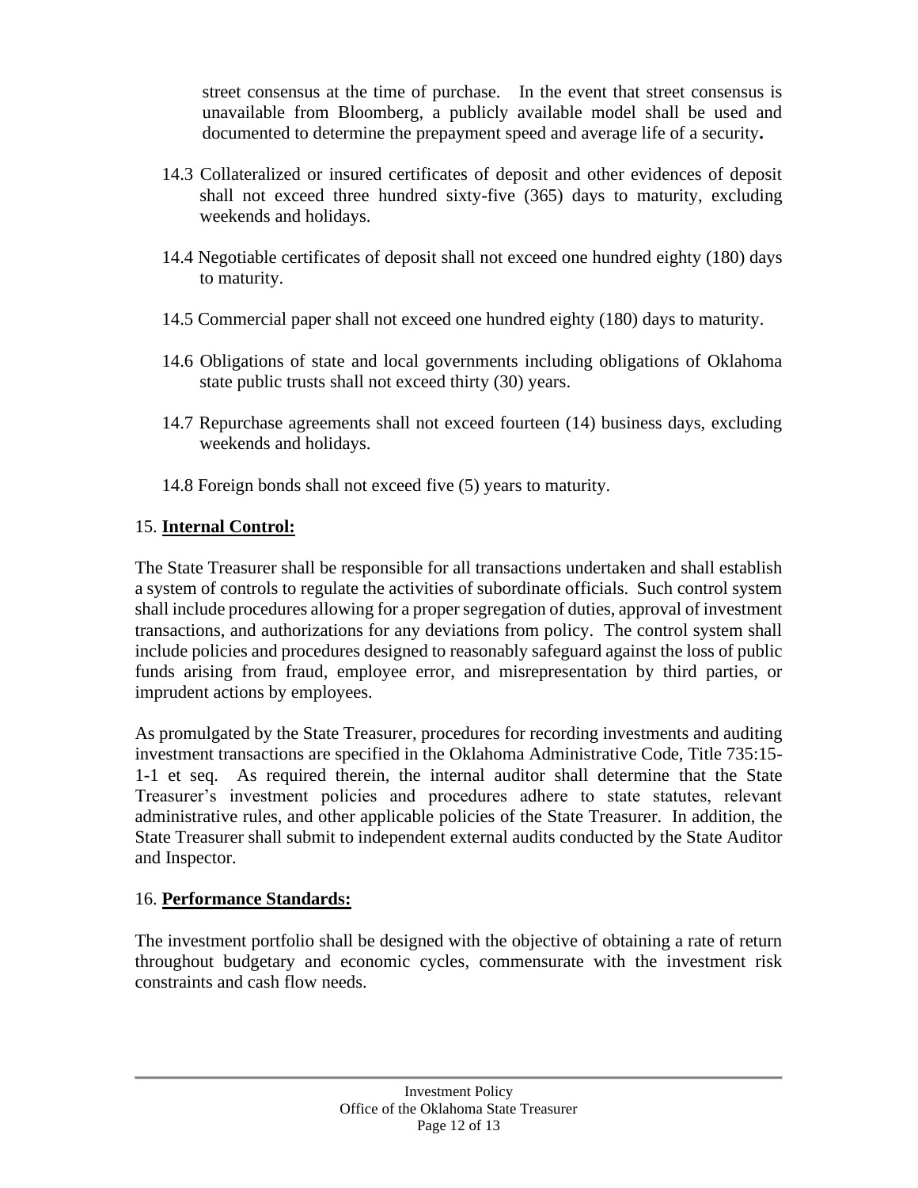street consensus at the time of purchase. In the event that street consensus is unavailable from Bloomberg, a publicly available model shall be used and documented to determine the prepayment speed and average life of a security**.**

14.3 Collateralized or insured certificates of deposit and other evidences of deposit shall not exceed three hundred sixty-five (365) days to maturity, excluding weekends and holidays.

14.4 Negotiable certificates of deposit shall not exceed one hundred eighty (180) days to maturity.

14.5 Commercial paper shall not exceed one hundred eighty (180) days to maturity.

14.6 Obligations of state and local governments including obligations of Oklahoma state public trusts shall not exceed thirty (30) years.

14.7 Repurchase agreements shall not exceed fourteen (14) business days, excluding weekends and holidays.

14.8 Foreign bonds shall not exceed five (5) years to maturity.

## 15. **Internal Control:**

The State Treasurer shall be responsible for all transactions undertaken and shall establish a system of controls to regulate the activities of subordinate officials. Such control system shall include procedures allowing for a proper segregation of duties, approval of investment transactions, and authorizations for any deviations from policy. The control system shall include policies and procedures designed to reasonably safeguard against the loss of public funds arising from fraud, employee error, and misrepresentation by third parties, or imprudent actions by employees.

As promulgated by the State Treasurer, procedures for recording investments and auditing investment transactions are specified in the Oklahoma Administrative Code, Title 735:15-1-1 et seq. As required therein, the internal auditor shall determine that the State Treasurer's investment policies and procedures adhere to state statutes, relevant administrative rules, and other applicable policies of the State Treasurer. In addition, the State Treasurer shall submit to independent external audits conducted by the State Auditor and Inspector.

## 16. **Performance Standards:**

The investment portfolio shall be designed with the objective of obtaining a rate of return throughout budgetary and economic cycles, commensurate with the investment risk constraints and cash flow needs.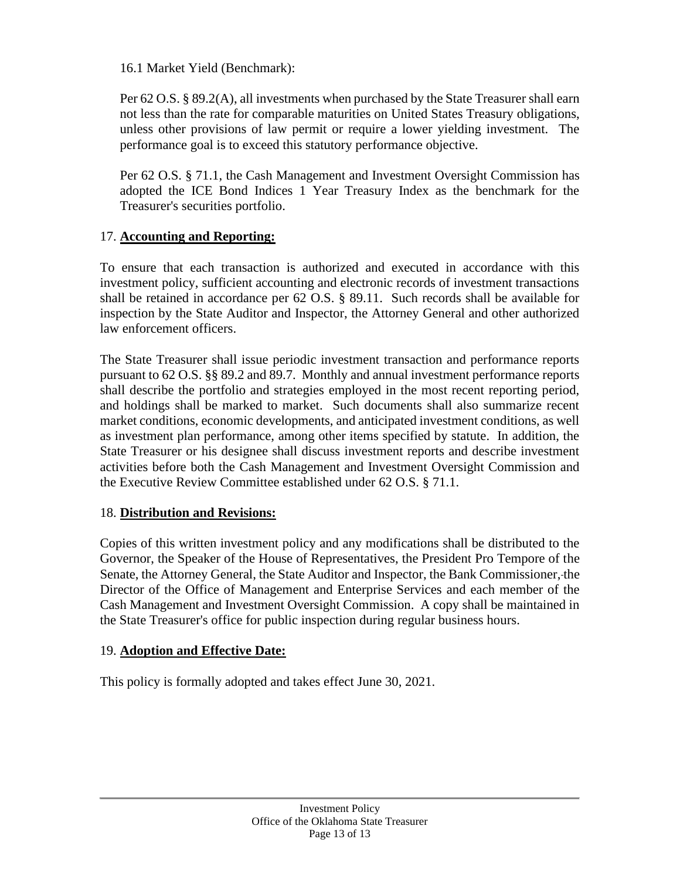16.1 Market Yield (Benchmark):

Per 62 O.S. § 89.2(A), all investments when purchased by the State Treasurer shall earn not less than the rate for comparable maturities on United States Treasury obligations, unless other provisions of law permit or require a lower yielding investment. The performance goal is to exceed this statutory performance objective.

Per 62 O.S. § 71.1, the Cash Management and Investment Oversight Commission has adopted the ICE Bond Indices 1 Year Treasury Index as the benchmark for the Treasurer's securities portfolio.

17. **Accounting and Reporting:**

To ensure that each transaction is authorized and executed in accordance with this investment policy, sufficient accounting and electronic records of investment transactions shall be retained in accordance per 62 O.S. § 89.11. Such records shall be available for inspection by the State Auditor and Inspector, the Attorney General and other authorized law enforcement officers.

The State Treasurer shall issue periodic investment transaction and performance reports pursuant to 62 O.S. §§ 89.2 and 89.7. Monthly and annual investment performance reports shall describe the portfolio and strategies employed in the most recent reporting period, and holdings shall be marked to market. Such documents shall also summarize recent market conditions, economic developments, and anticipated investment conditions, as well as investment plan performance, among other items specified by statute. In addition, the State Treasurer or his designee shall discuss investment reports and describe investment activities before both the Cash Management and Investment Oversight Commission and the Executive Review Committee established under 62 O.S. § 71.1.

18. **Distribution and Revisions:**

Copies of this written investment policy and any modifications shall be distributed to the Governor, the Speaker of the House of Representatives, the President Pro Tempore of the Senate, the Attorney General, the State Auditor and Inspector, the Bank Commissioner, the Director of the Office of Management and Enterprise Services and each member of the Cash Management and Investment Oversight Commission. A copy shall be maintained in the State Treasurer's office for public inspection during regular business hours.

19. **Adoption and Effective Date:**

This policy is formally adopted and takes effect June 30, 2021.